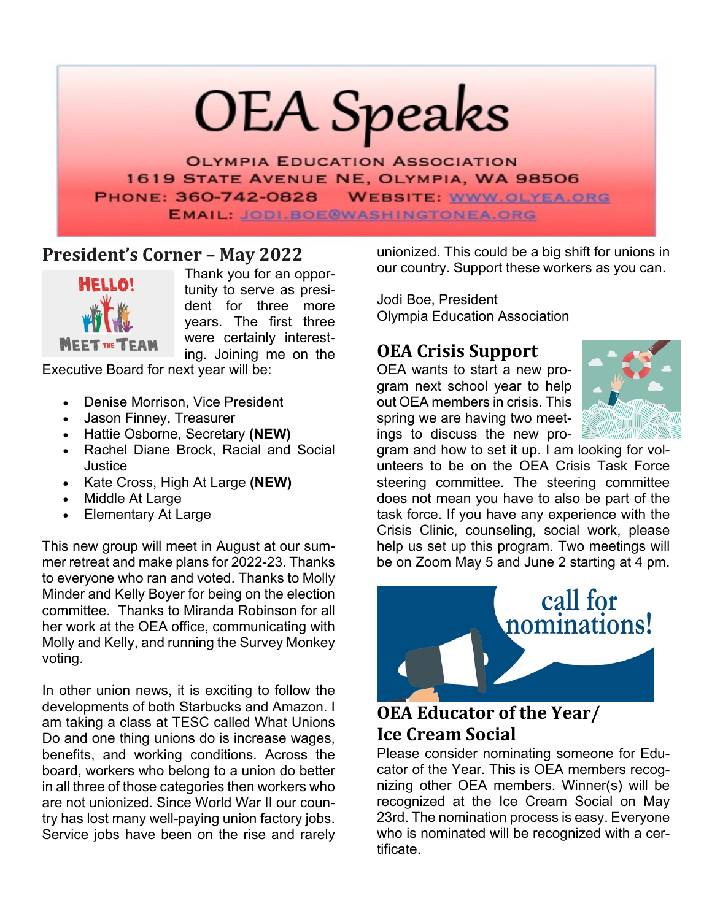# OEA Speaks

OLYMPIA EDUCATION ASSOCIATION
1619 STATE AVENUE NE, OLYMPIA, WA 98506
PHONE: 360-742-0828 WEBSITE: WWW.OLYEA.ORG
EMAIL: JODI.BOE@WASHINGTONEA.ORG

## President's Corner – May 2022

HELLO! MEET THE TEAM

Thank you for an opportunity to serve as president for three more years. The first three were certainly interesting. Joining me on the Executive Board for next year will be:

- Denise Morrison, Vice President
- Jason Finney, Treasurer
- Hattie Osborne, Secretary **(NEW)**
- Rachel Diane Brock, Racial and Social Justice
- Kate Cross, High At Large **(NEW)**
- Middle At Large
- Elementary At Large

This new group will meet in August at our summer retreat and make plans for 2022-23. Thanks to everyone who ran and voted. Thanks to Molly Minder and Kelly Boyer for being on the election committee. Thanks to Miranda Robinson for all her work at the OEA office, communicating with Molly and Kelly, and running the Survey Monkey voting.

In other union news, it is exciting to follow the developments of both Starbucks and Amazon. I am taking a class at TESC called What Unions Do and one thing unions do is increase wages, benefits, and working conditions. Across the board, workers who belong to a union do better in all three of those categories then workers who are not unionized. Since World War II our country has lost many well-paying union factory jobs. Service jobs have been on the rise and rarely unionized. This could be a big shift for unions in our country. Support these workers as you can.

Jodi Boe, President
Olympia Education Association

## OEA Crisis Support

OEA wants to start a new program next school year to help out OEA members in crisis. This spring we are having two meetings to discuss the new program and how to set it up. I am looking for volunteers to be on the OEA Crisis Task Force steering committee. The steering committee does not mean you have to also be part of the task force. If you have any experience with the Crisis Clinic, counseling, social work, please help us set up this program. Two meetings will be on Zoom May 5 and June 2 starting at 4 pm.

call for nominations!

## OEA Educator of the Year/ Ice Cream Social

Please consider nominating someone for Educator of the Year. This is OEA members recognizing other OEA members. Winner(s) will be recognized at the Ice Cream Social on May 23rd. The nomination process is easy. Everyone who is nominated will be recognized with a certificate.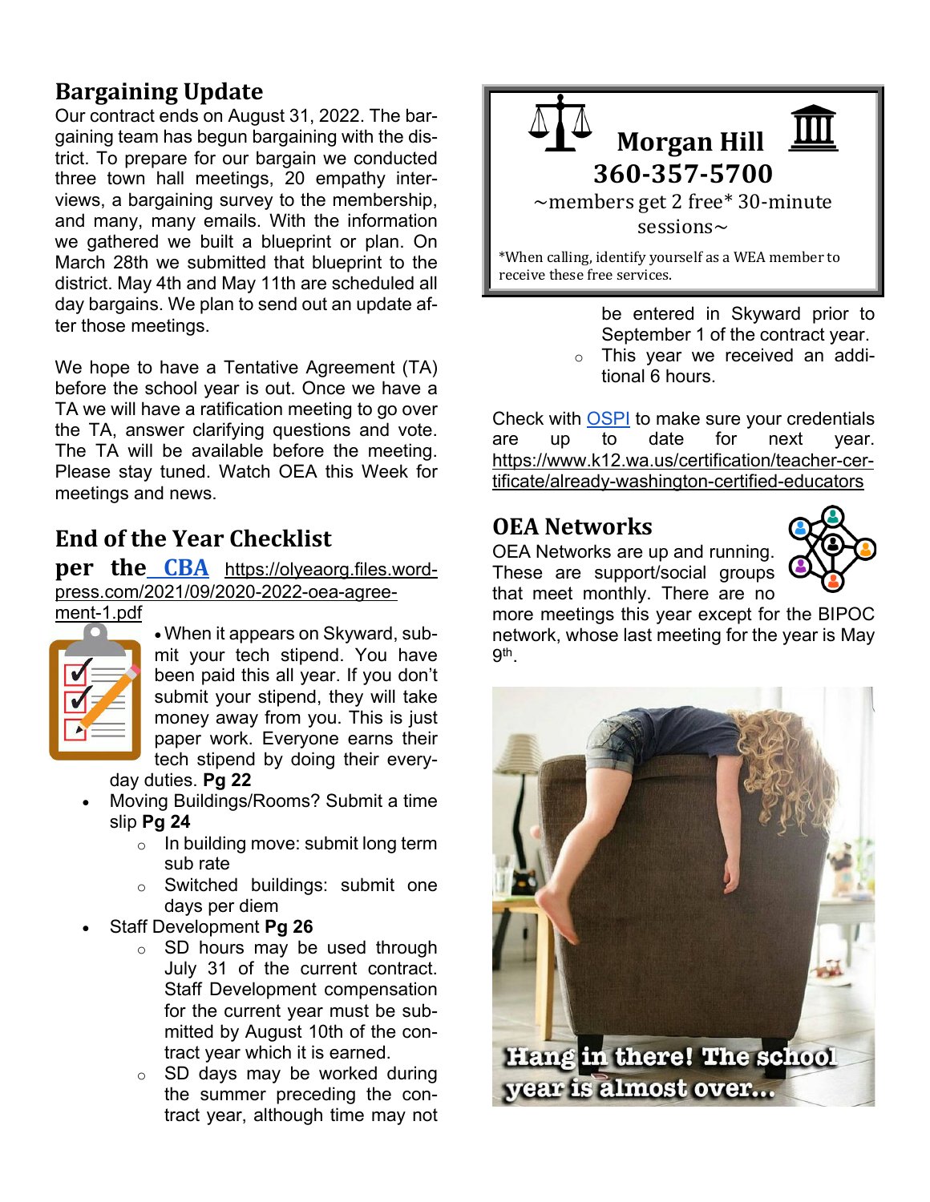## Bargaining Update

Our contract ends on August 31, 2022. The bargaining team has begun bargaining with the district. To prepare for our bargain we conducted three town hall meetings, 20 empathy interviews, a bargaining survey to the membership, and many, many emails. With the information we gathered we built a blueprint or plan. On March 28th we submitted that blueprint to the district. May 4th and May 11th are scheduled all day bargains. We plan to send out an update after those meetings.

We hope to have a Tentative Agreement (TA) before the school year is out. Once we have a TA we will have a ratification meeting to go over the TA, answer clarifying questions and vote. The TA will be available before the meeting. Please stay tuned. Watch OEA this Week for meetings and news.

## End of the Year Checklist

**per the CBA** https://olyeaorg.files.wordpress.com/2021/09/2020-2022-oea-agreement-1.pdf

- When it appears on Skyward, submit your tech stipend. You have been paid this all year. If you don't submit your stipend, they will take money away from you. This is just paper work. Everyone earns their tech stipend by doing their everyday duties. **Pg 22**
- Moving Buildings/Rooms? Submit a time slip **Pg 24**
  - In building move: submit long term sub rate
  - Switched buildings: submit one days per diem
- Staff Development **Pg 26**
  - SD hours may be used through July 31 of the current contract. Staff Development compensation for the current year must be submitted by August 10th of the contract year which it is earned.
  - SD days may be worked during the summer preceding the contract year, although time may not be entered in Skyward prior to September 1 of the contract year.
  - This year we received an additional 6 hours.

Check with OSPI to make sure your credentials are up to date for next year. https://www.k12.wa.us/certification/teacher-certificate/already-washington-certified-educators

**Morgan Hill**
**360-357-5700**
~members get 2 free* 30-minute sessions~

*When calling, identify yourself as a WEA member to receive these free services.

## OEA Networks

OEA Networks are up and running. These are support/social groups that meet monthly. There are no more meetings this year except for the BIPOC network, whose last meeting for the year is May 9th.

Hang in there! The school year is almost over...